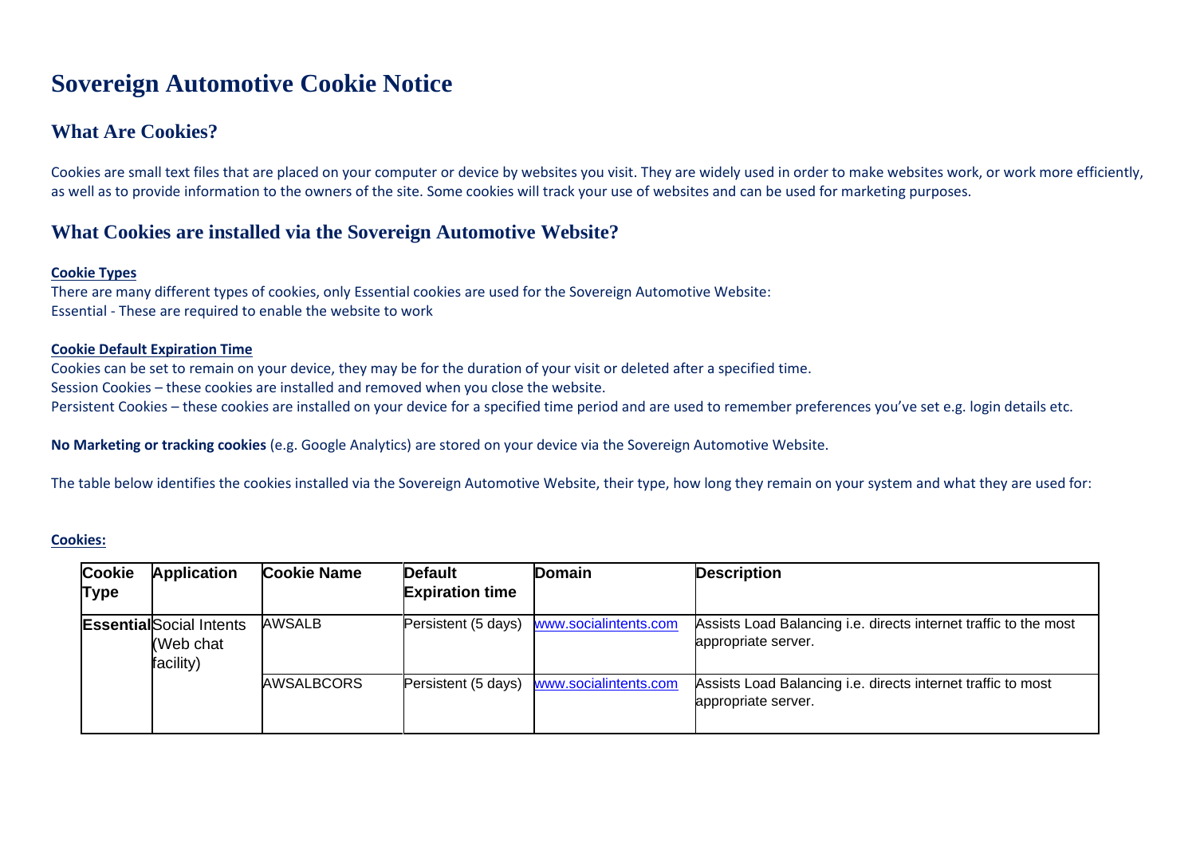# Sovereign Automotive Cookie Notice

## What Are Cookies?

Cookies are small text files that are placed on your computer or device by websites you visit. They are widely used in order to make websites work, or work more efficiently, as well as to provide information to the owners of the site. Some cookies will track your use of websites and can be used for marketing purposes.

## What Cookies are installed via the Sovereign Automotive Website?

**Cookie Types**

There are many different types of cookies, only Essential cookies are used for the Sovereign Automotive Website:
Essential - These are required to enable the website to work

**Cookie Default Expiration Time**

Cookies can be set to remain on your device, they may be for the duration of your visit or deleted after a specified time.
Session Cookies – these cookies are installed and removed when you close the website.
Persistent Cookies – these cookies are installed on your device for a specified time period and are used to remember preferences you've set e.g. login details etc.

**No Marketing or tracking cookies** (e.g. Google Analytics) are stored on your device via the Sovereign Automotive Website.

The table below identifies the cookies installed via the Sovereign Automotive Website, their type, how long they remain on your system and what they are used for:

**Cookies:**

| Cookie Type | Application | Cookie Name | Default Expiration time | Domain | Description |
|---|---|---|---|---|---|
| **Essential** | Social Intents (Web chat facility) | AWSALB | Persistent (5 days) | www.socialintents.com | Assists Load Balancing i.e. directs internet traffic to the most appropriate server. |
| | | AWSALBCORS | Persistent (5 days) | www.socialintents.com | Assists Load Balancing i.e. directs internet traffic to most appropriate server. |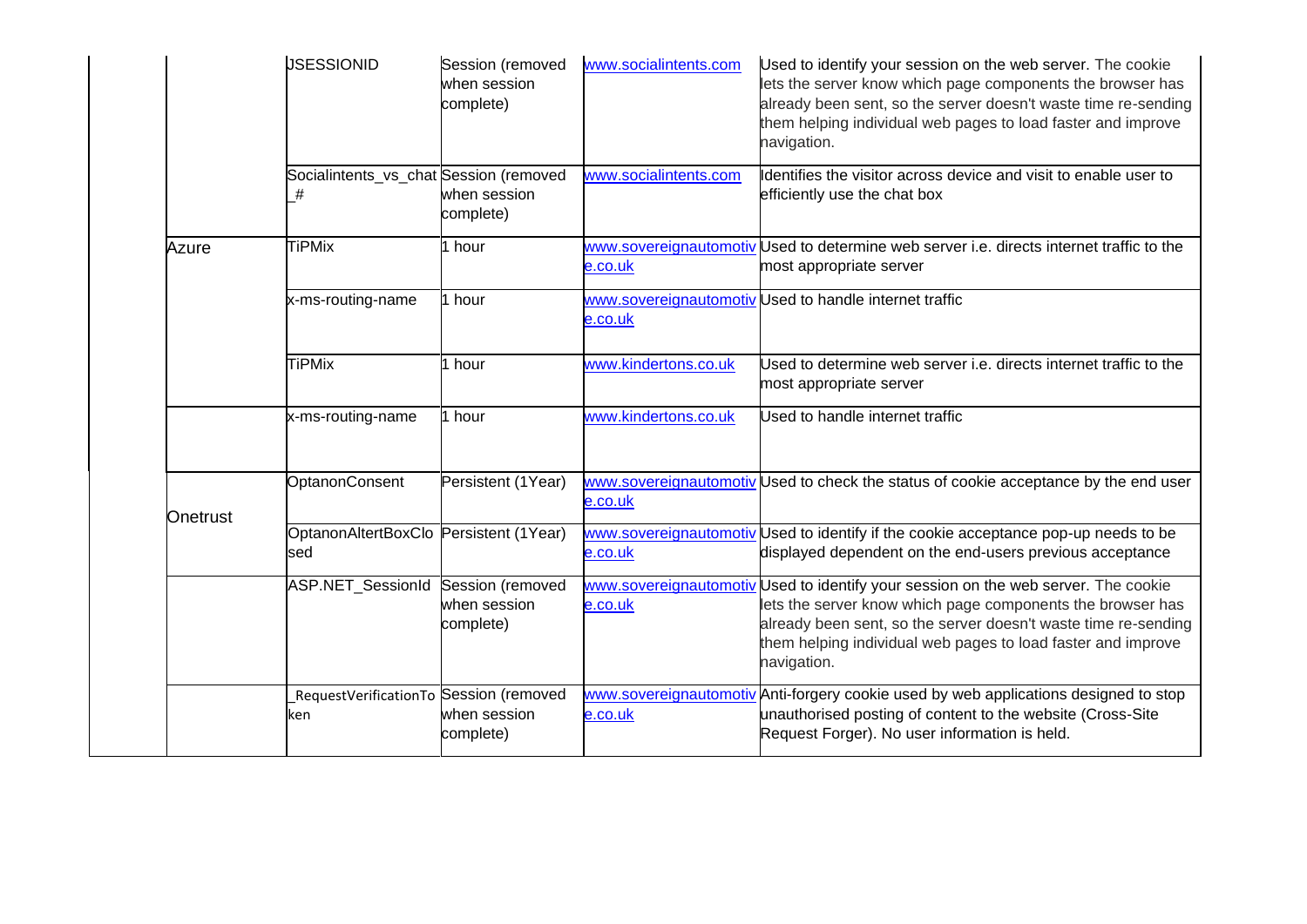| | | | | |
|---|---|---|---|---|
| | JSESSIONID | Session (removed when session complete) | www.socialintents.com | Used to identify your session on the web server. The cookie lets the server know which page components the browser has already been sent, so the server doesn't waste time re-sending them helping individual web pages to load faster and improve navigation. |
| | Socialintents_vs_chat_# | Session (removed when session complete) | www.socialintents.com | Identifies the visitor across device and visit to enable user to efficiently use the chat box |
| Azure | TiPMix | 1 hour | www.sovereignautomotive.co.uk | Used to determine web server i.e. directs internet traffic to the most appropriate server |
| | x-ms-routing-name | 1 hour | www.sovereignautomotive.co.uk | Used to handle internet traffic |
| | TiPMix | 1 hour | www.kindertons.co.uk | Used to determine web server i.e. directs internet traffic to the most appropriate server |
| | x-ms-routing-name | 1 hour | www.kindertons.co.uk | Used to handle internet traffic |
| Onetrust | OptanonConsent | Persistent (1Year) | www.sovereignautomotive.co.uk | Used to check the status of cookie acceptance by the end user |
| | OptanonAltertBoxClosed | Persistent (1Year) | www.sovereignautomotive.co.uk | Used to identify if the cookie acceptance pop-up needs to be displayed dependent on the end-users previous acceptance |
| | ASP.NET_SessionId | Session (removed when session complete) | www.sovereignautomotive.co.uk | Used to identify your session on the web server. The cookie lets the server know which page components the browser has already been sent, so the server doesn't waste time re-sending them helping individual web pages to load faster and improve navigation. |
| | _RequestVerificationToken | Session (removed when session complete) | www.sovereignautomotive.co.uk | Anti-forgery cookie used by web applications designed to stop unauthorised posting of content to the website (Cross-Site Request Forger). No user information is held. |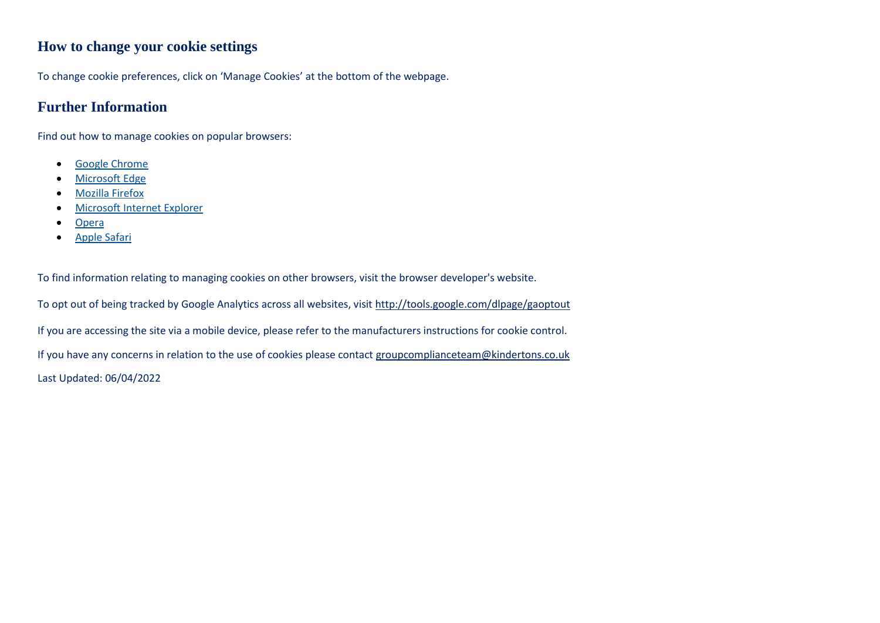## How to change your cookie settings

To change cookie preferences, click on 'Manage Cookies' at the bottom of the webpage.

## Further Information

Find out how to manage cookies on popular browsers:

- Google Chrome
- Microsoft Edge
- Mozilla Firefox
- Microsoft Internet Explorer
- Opera
- Apple Safari

To find information relating to managing cookies on other browsers, visit the browser developer's website.

To opt out of being tracked by Google Analytics across all websites, visit http://tools.google.com/dlpage/gaoptout

If you are accessing the site via a mobile device, please refer to the manufacturers instructions for cookie control.

If you have any concerns in relation to the use of cookies please contact groupcomplianceteam@kindertons.co.uk

Last Updated: 06/04/2022